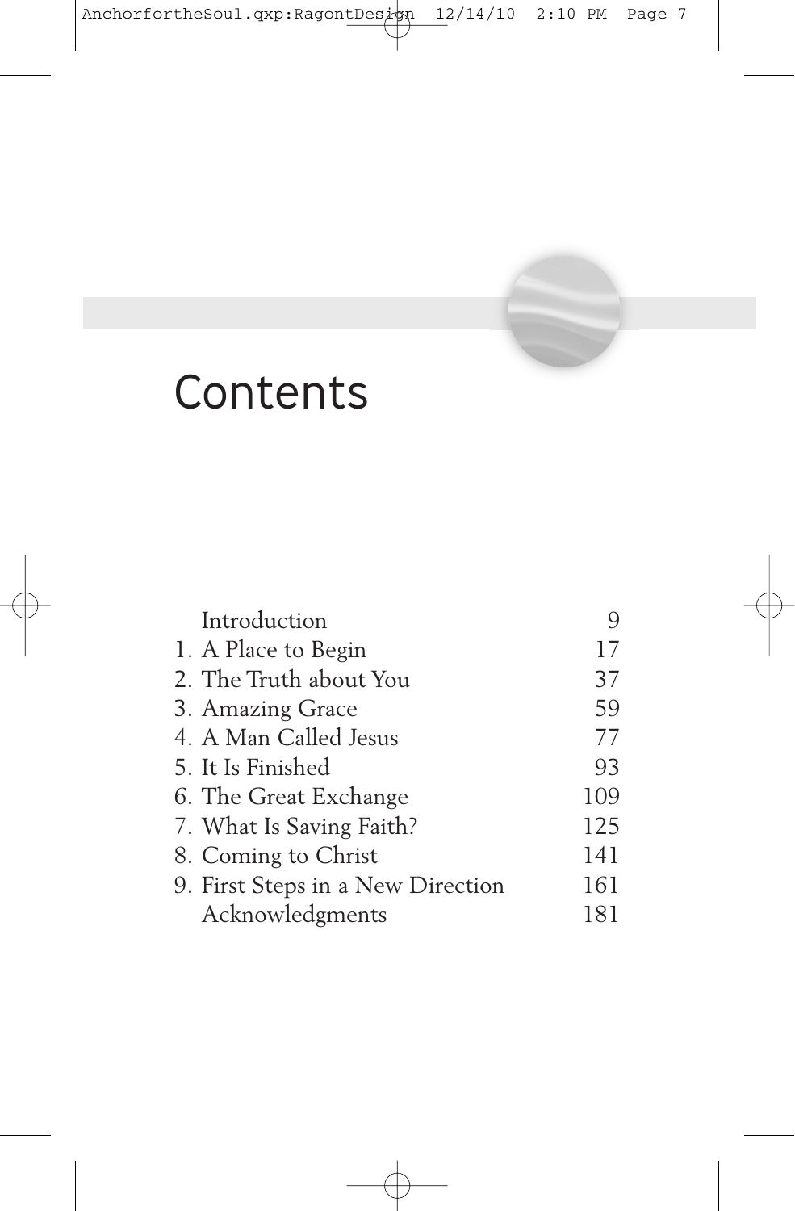# Contents

| | |
|---|---|
| Introduction | 9 |
| 1. A Place to Begin | 17 |
| 2. The Truth about You | 37 |
| 3. Amazing Grace | 59 |
| 4. A Man Called Jesus | 77 |
| 5. It Is Finished | 93 |
| 6. The Great Exchange | 109 |
| 7. What Is Saving Faith? | 125 |
| 8. Coming to Christ | 141 |
| 9. First Steps in a New Direction | 161 |
| Acknowledgments | 181 |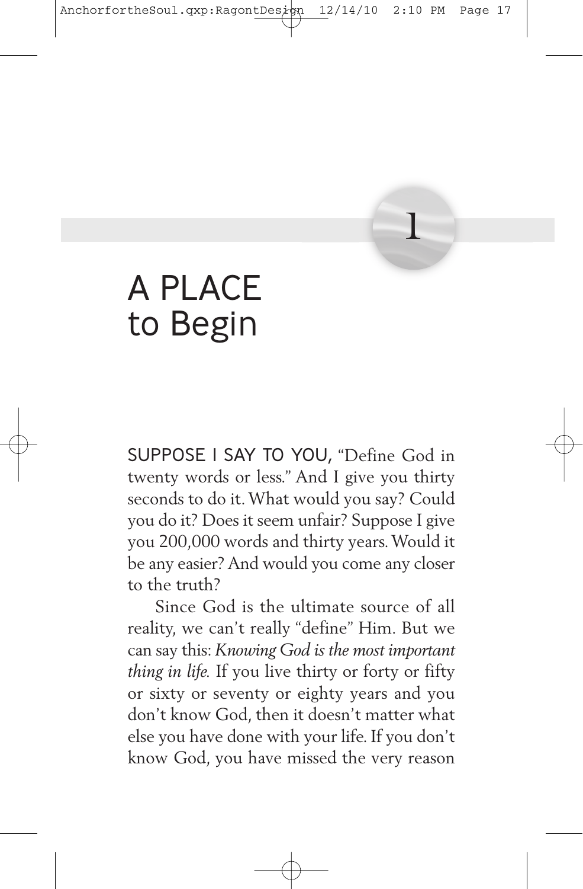# 1

# A PLACE to Begin

SUPPOSE I SAY TO YOU, "Define God in twenty words or less." And I give you thirty seconds to do it. What would you say? Could you do it? Does it seem unfair? Suppose I give you 200,000 words and thirty years. Would it be any easier? And would you come any closer to the truth?

Since God is the ultimate source of all reality, we can't really "define" Him. But we can say this: *Knowing God is the most important thing in life.* If you live thirty or forty or fifty or sixty or seventy or eighty years and you don't know God, then it doesn't matter what else you have done with your life. If you don't know God, you have missed the very reason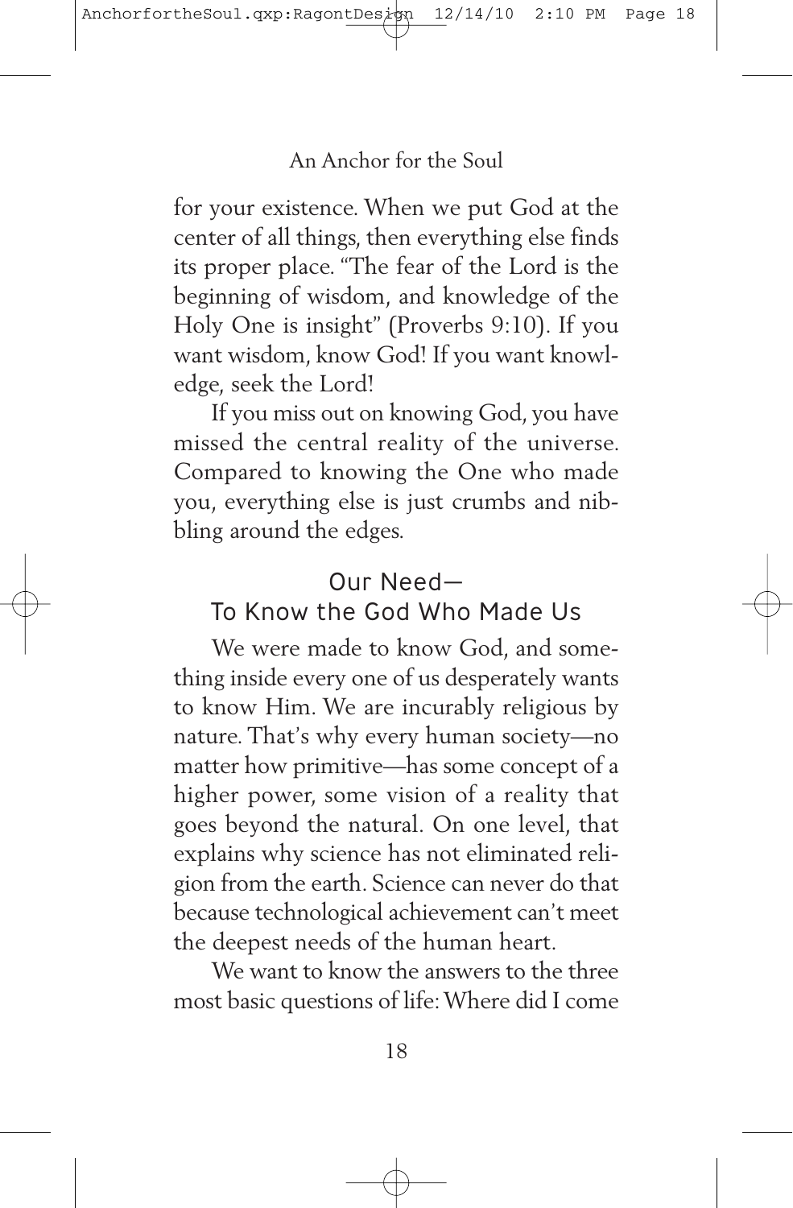for your existence. When we put God at the center of all things, then everything else finds its proper place. "The fear of the Lord is the beginning of wisdom, and knowledge of the Holy One is insight" (Proverbs 9:10). If you want wisdom, know God! If you want knowledge, seek the Lord!

If you miss out on knowing God, you have missed the central reality of the universe. Compared to knowing the One who made you, everything else is just crumbs and nibbling around the edges.

## Our Need— To Know the God Who Made Us

We were made to know God, and something inside every one of us desperately wants to know Him. We are incurably religious by nature. That's why every human society—no matter how primitive—has some concept of a higher power, some vision of a reality that goes beyond the natural. On one level, that explains why science has not eliminated religion from the earth. Science can never do that because technological achievement can't meet the deepest needs of the human heart.

We want to know the answers to the three most basic questions of life: Where did I come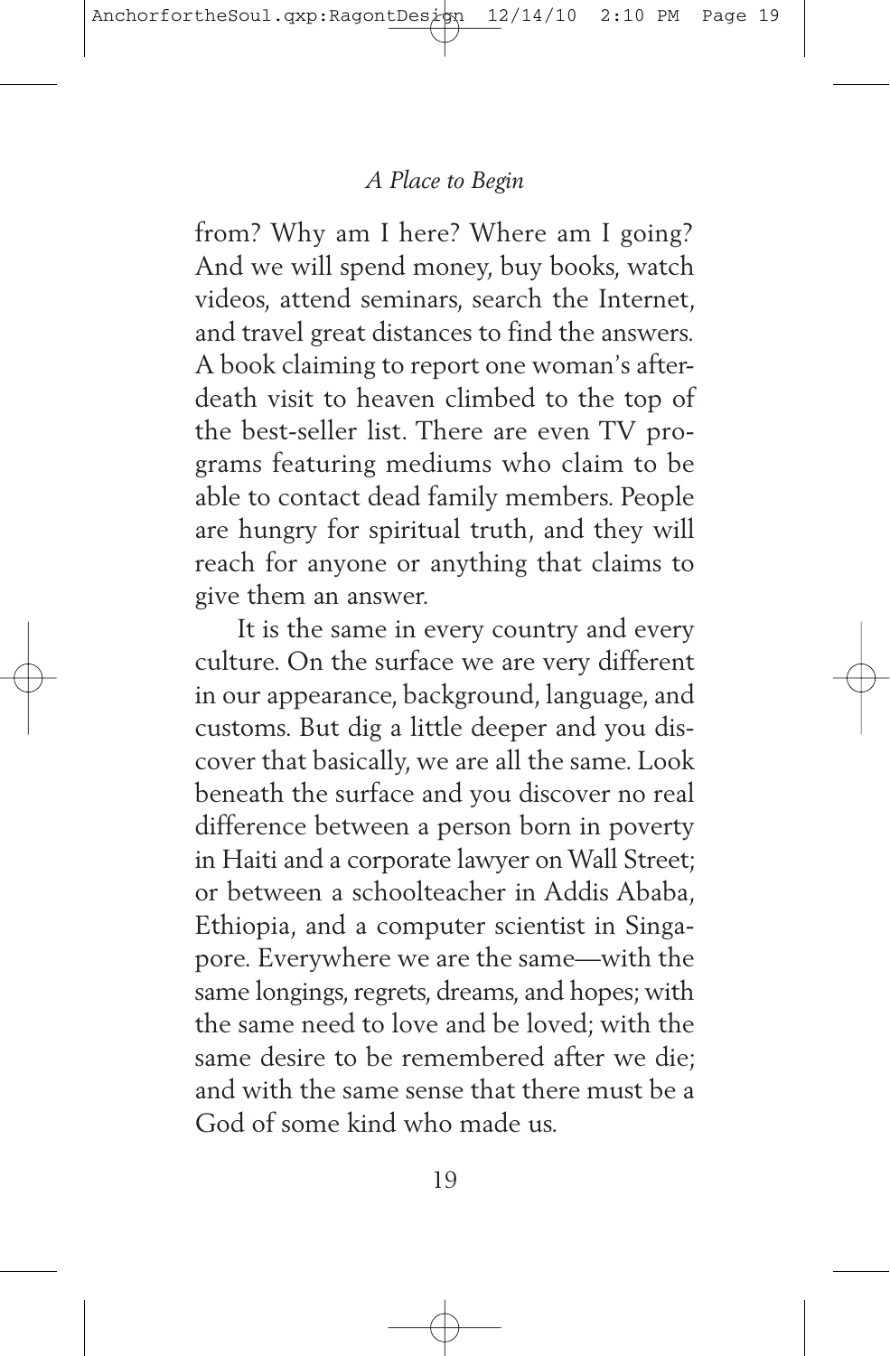from? Why am I here? Where am I going? And we will spend money, buy books, watch videos, attend seminars, search the Internet, and travel great distances to find the answers. A book claiming to report one woman's after-death visit to heaven climbed to the top of the best-seller list. There are even TV programs featuring mediums who claim to be able to contact dead family members. People are hungry for spiritual truth, and they will reach for anyone or anything that claims to give them an answer.

It is the same in every country and every culture. On the surface we are very different in our appearance, background, language, and customs. But dig a little deeper and you discover that basically, we are all the same. Look beneath the surface and you discover no real difference between a person born in poverty in Haiti and a corporate lawyer on Wall Street; or between a schoolteacher in Addis Ababa, Ethiopia, and a computer scientist in Singapore. Everywhere we are the same—with the same longings, regrets, dreams, and hopes; with the same need to love and be loved; with the same desire to be remembered after we die; and with the same sense that there must be a God of some kind who made us.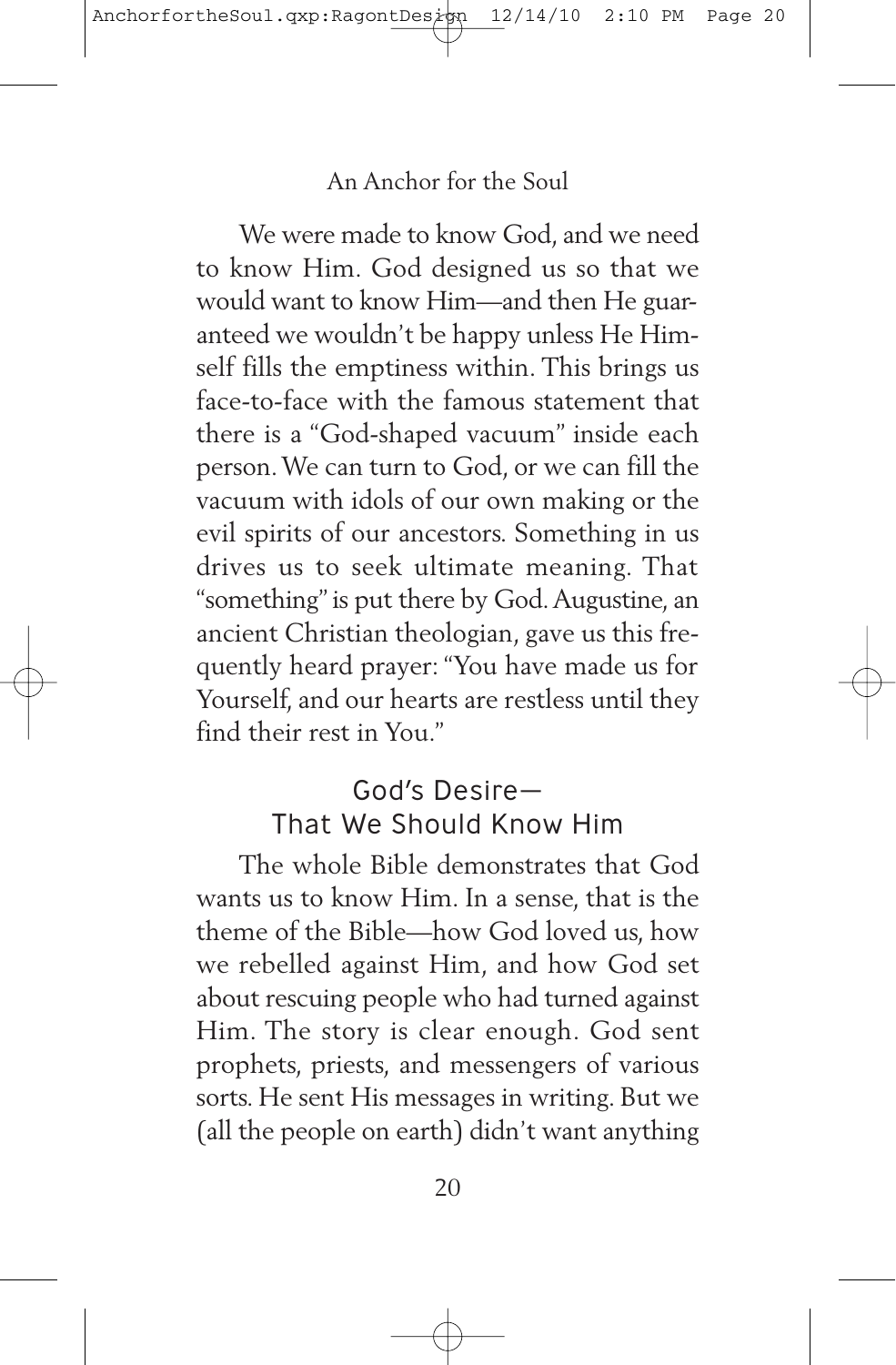We were made to know God, and we need to know Him. God designed us so that we would want to know Him—and then He guaranteed we wouldn't be happy unless He Himself fills the emptiness within. This brings us face-to-face with the famous statement that there is a "God-shaped vacuum" inside each person. We can turn to God, or we can fill the vacuum with idols of our own making or the evil spirits of our ancestors. Something in us drives us to seek ultimate meaning. That "something" is put there by God. Augustine, an ancient Christian theologian, gave us this frequently heard prayer: "You have made us for Yourself, and our hearts are restless until they find their rest in You."

## God's Desire— That We Should Know Him

The whole Bible demonstrates that God wants us to know Him. In a sense, that is the theme of the Bible—how God loved us, how we rebelled against Him, and how God set about rescuing people who had turned against Him. The story is clear enough. God sent prophets, priests, and messengers of various sorts. He sent His messages in writing. But we (all the people on earth) didn't want anything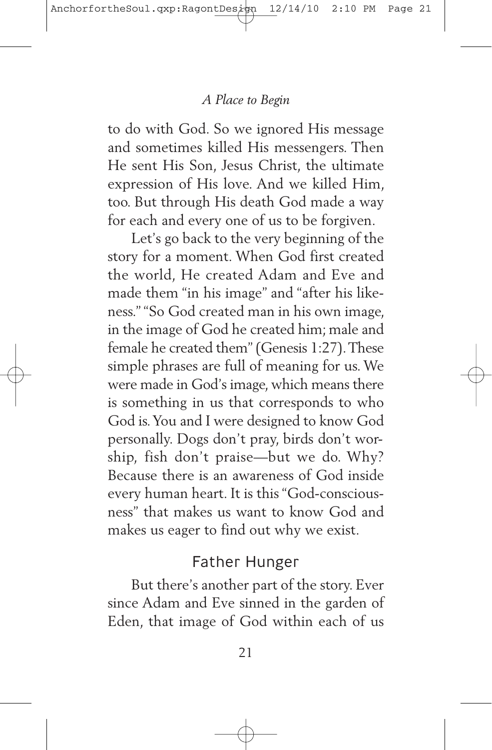to do with God. So we ignored His message and sometimes killed His messengers. Then He sent His Son, Jesus Christ, the ultimate expression of His love. And we killed Him, too. But through His death God made a way for each and every one of us to be forgiven.

Let's go back to the very beginning of the story for a moment. When God first created the world, He created Adam and Eve and made them "in his image" and "after his likeness." "So God created man in his own image, in the image of God he created him; male and female he created them" (Genesis 1:27). These simple phrases are full of meaning for us. We were made in God's image, which means there is something in us that corresponds to who God is. You and I were designed to know God personally. Dogs don't pray, birds don't worship, fish don't praise—but we do. Why? Because there is an awareness of God inside every human heart. It is this "God-consciousness" that makes us want to know God and makes us eager to find out why we exist.

## Father Hunger

But there's another part of the story. Ever since Adam and Eve sinned in the garden of Eden, that image of God within each of us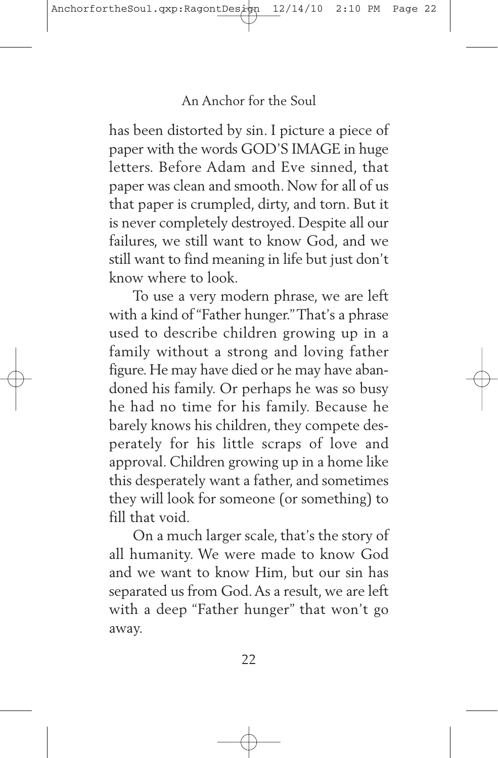has been distorted by sin. I picture a piece of paper with the words GOD'S IMAGE in huge letters. Before Adam and Eve sinned, that paper was clean and smooth. Now for all of us that paper is crumpled, dirty, and torn. But it is never completely destroyed. Despite all our failures, we still want to know God, and we still want to find meaning in life but just don't know where to look.

To use a very modern phrase, we are left with a kind of "Father hunger." That's a phrase used to describe children growing up in a family without a strong and loving father figure. He may have died or he may have abandoned his family. Or perhaps he was so busy he had no time for his family. Because he barely knows his children, they compete desperately for his little scraps of love and approval. Children growing up in a home like this desperately want a father, and sometimes they will look for someone (or something) to fill that void.

On a much larger scale, that's the story of all humanity. We were made to know God and we want to know Him, but our sin has separated us from God. As a result, we are left with a deep "Father hunger" that won't go away.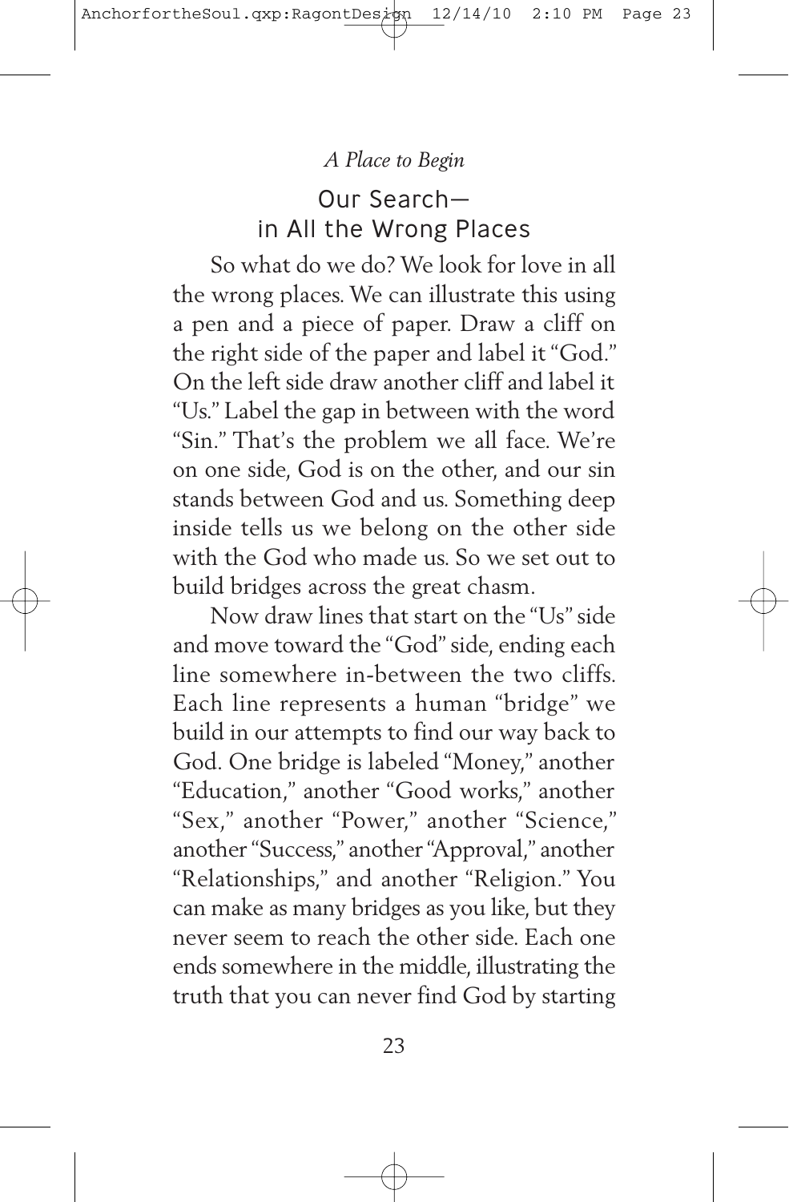*A Place to Begin*

## Our Search— in All the Wrong Places

So what do we do? We look for love in all the wrong places. We can illustrate this using a pen and a piece of paper. Draw a cliff on the right side of the paper and label it "God." On the left side draw another cliff and label it "Us." Label the gap in between with the word "Sin." That's the problem we all face. We're on one side, God is on the other, and our sin stands between God and us. Something deep inside tells us we belong on the other side with the God who made us. So we set out to build bridges across the great chasm.

Now draw lines that start on the "Us" side and move toward the "God" side, ending each line somewhere in-between the two cliffs. Each line represents a human "bridge" we build in our attempts to find our way back to God. One bridge is labeled "Money," another "Education," another "Good works," another "Sex," another "Power," another "Science," another "Success," another "Approval," another "Relationships," and another "Religion." You can make as many bridges as you like, but they never seem to reach the other side. Each one ends somewhere in the middle, illustrating the truth that you can never find God by starting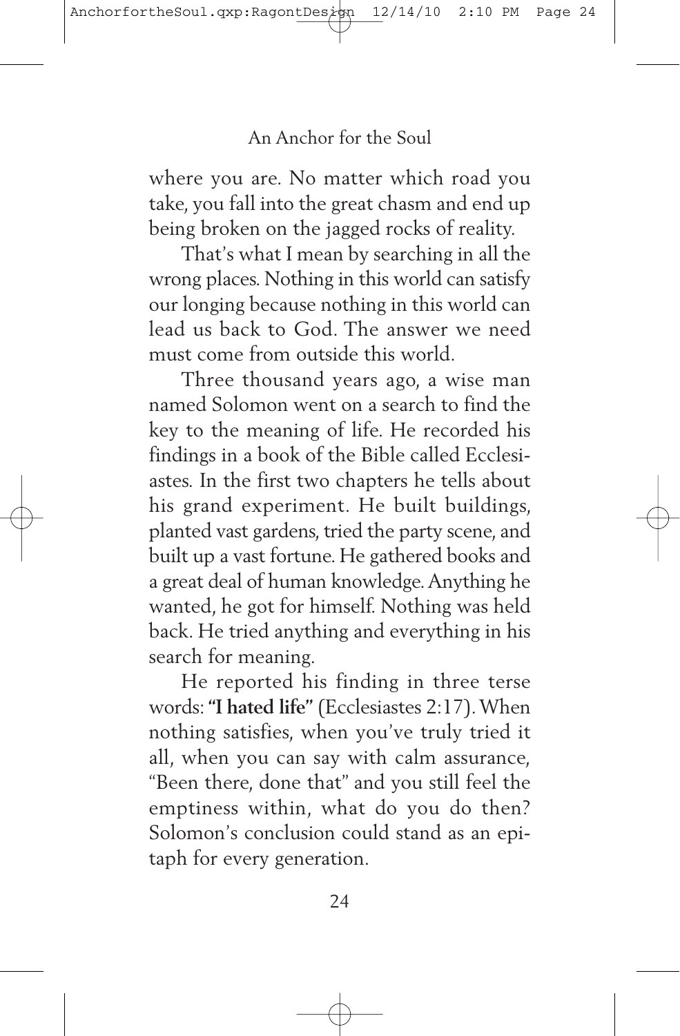where you are. No matter which road you take, you fall into the great chasm and end up being broken on the jagged rocks of reality.

That's what I mean by searching in all the wrong places. Nothing in this world can satisfy our longing because nothing in this world can lead us back to God. The answer we need must come from outside this world.

Three thousand years ago, a wise man named Solomon went on a search to find the key to the meaning of life. He recorded his findings in a book of the Bible called Ecclesiastes. In the first two chapters he tells about his grand experiment. He built buildings, planted vast gardens, tried the party scene, and built up a vast fortune. He gathered books and a great deal of human knowledge. Anything he wanted, he got for himself. Nothing was held back. He tried anything and everything in his search for meaning.

He reported his finding in three terse words: **"I hated life"** (Ecclesiastes 2:17). When nothing satisfies, when you've truly tried it all, when you can say with calm assurance, "Been there, done that" and you still feel the emptiness within, what do you do then? Solomon's conclusion could stand as an epitaph for every generation.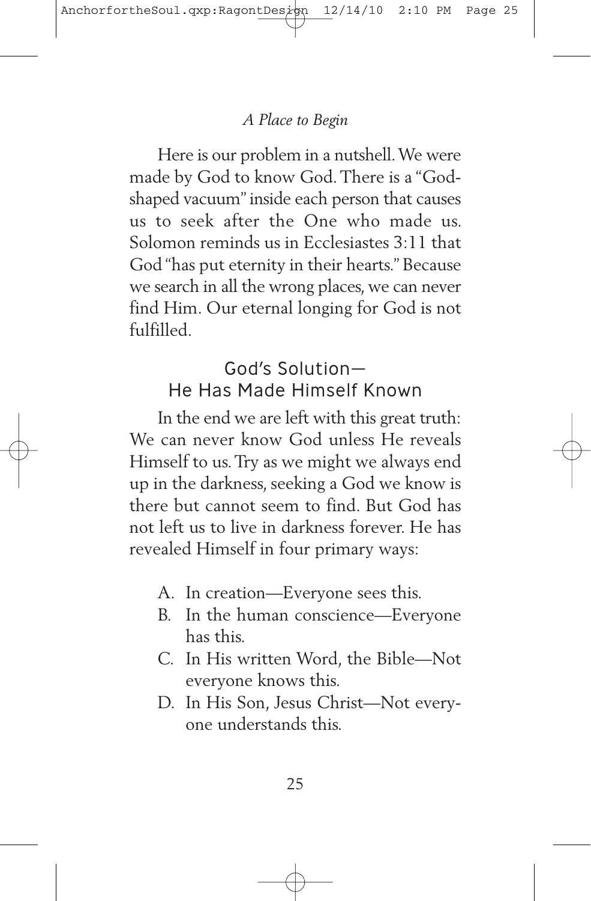Here is our problem in a nutshell. We were made by God to know God. There is a "God-shaped vacuum" inside each person that causes us to seek after the One who made us. Solomon reminds us in Ecclesiastes 3:11 that God "has put eternity in their hearts." Because we search in all the wrong places, we can never find Him. Our eternal longing for God is not fulfilled.

## God's Solution— He Has Made Himself Known

In the end we are left with this great truth: We can never know God unless He reveals Himself to us. Try as we might we always end up in the darkness, seeking a God we know is there but cannot seem to find. But God has not left us to live in darkness forever. He has revealed Himself in four primary ways:

A. In creation—Everyone sees this.
B. In the human conscience—Everyone has this.
C. In His written Word, the Bible—Not everyone knows this.
D. In His Son, Jesus Christ—Not everyone understands this.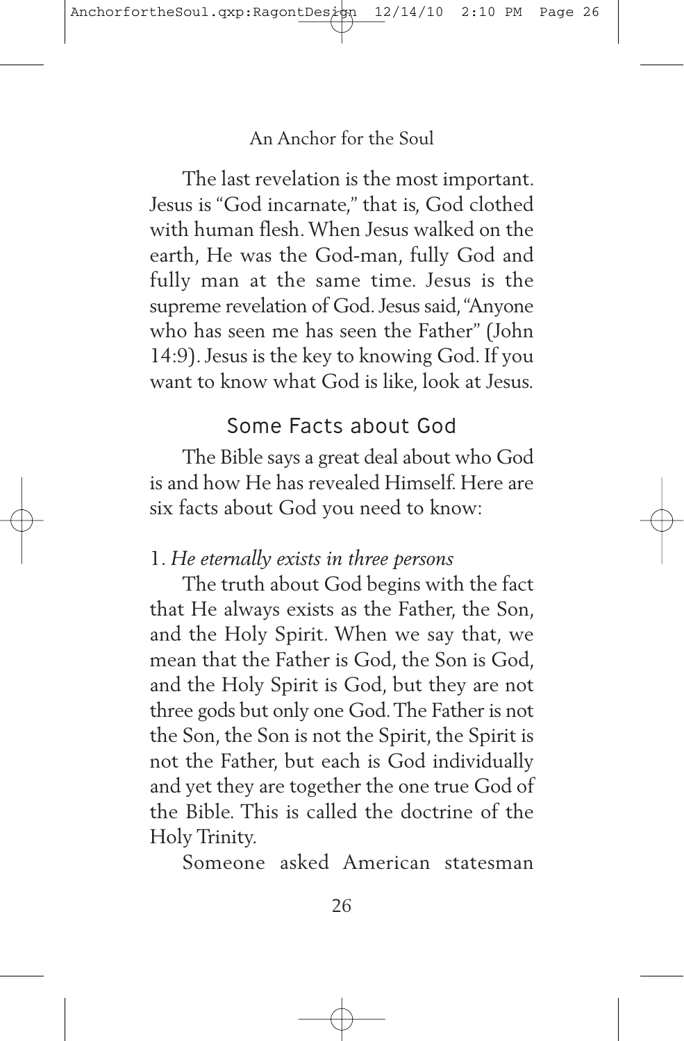The last revelation is the most important. Jesus is "God incarnate," that is, God clothed with human flesh. When Jesus walked on the earth, He was the God-man, fully God and fully man at the same time. Jesus is the supreme revelation of God. Jesus said, "Anyone who has seen me has seen the Father" (John 14:9). Jesus is the key to knowing God. If you want to know what God is like, look at Jesus.

## Some Facts about God

The Bible says a great deal about who God is and how He has revealed Himself. Here are six facts about God you need to know:

### 1. *He eternally exists in three persons*

The truth about God begins with the fact that He always exists as the Father, the Son, and the Holy Spirit. When we say that, we mean that the Father is God, the Son is God, and the Holy Spirit is God, but they are not three gods but only one God. The Father is not the Son, the Son is not the Spirit, the Spirit is not the Father, but each is God individually and yet they are together the one true God of the Bible. This is called the doctrine of the Holy Trinity.

Someone asked American statesman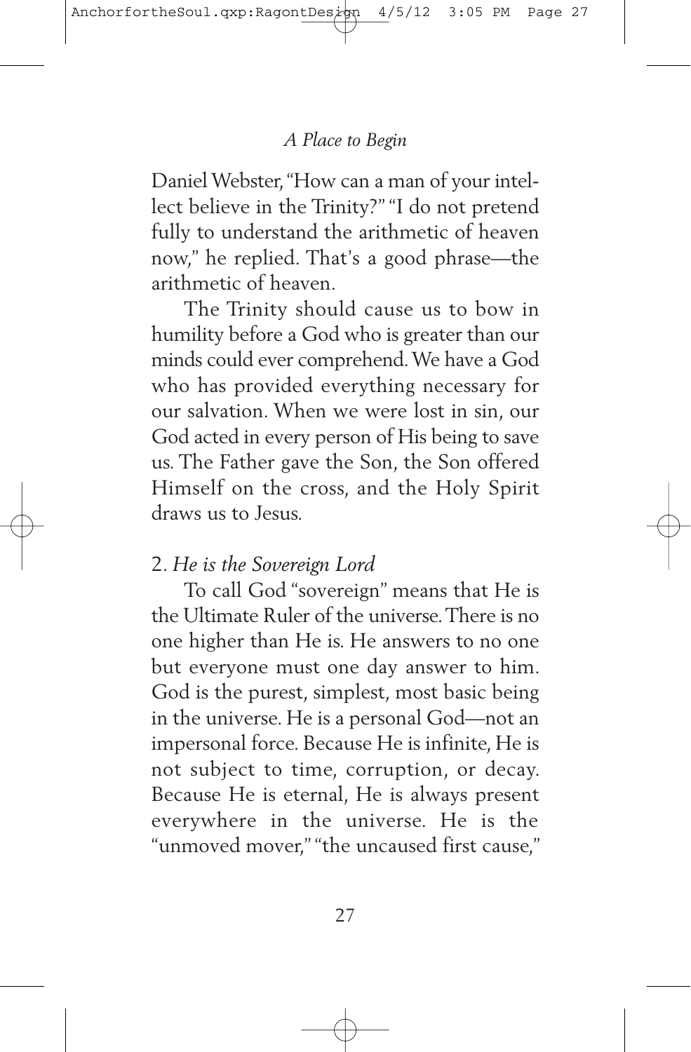Daniel Webster, "How can a man of your intellect believe in the Trinity?" "I do not pretend fully to understand the arithmetic of heaven now," he replied. That's a good phrase—the arithmetic of heaven.

The Trinity should cause us to bow in humility before a God who is greater than our minds could ever comprehend. We have a God who has provided everything necessary for our salvation. When we were lost in sin, our God acted in every person of His being to save us. The Father gave the Son, the Son offered Himself on the cross, and the Holy Spirit draws us to Jesus.

### 2. *He is the Sovereign Lord*

To call God "sovereign" means that He is the Ultimate Ruler of the universe. There is no one higher than He is. He answers to no one but everyone must one day answer to him. God is the purest, simplest, most basic being in the universe. He is a personal God—not an impersonal force. Because He is infinite, He is not subject to time, corruption, or decay. Because He is eternal, He is always present everywhere in the universe. He is the "unmoved mover," "the uncaused first cause,"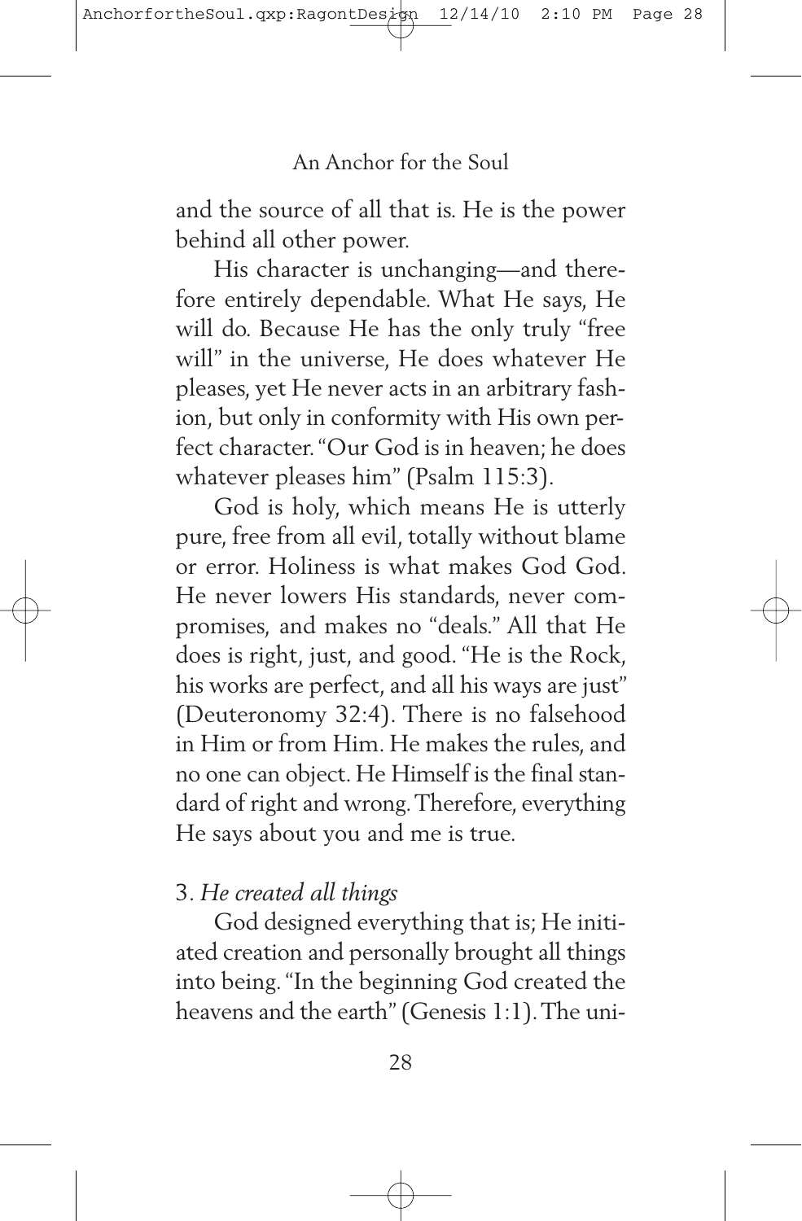and the source of all that is. He is the power behind all other power.

His character is unchanging—and therefore entirely dependable. What He says, He will do. Because He has the only truly "free will" in the universe, He does whatever He pleases, yet He never acts in an arbitrary fashion, but only in conformity with His own perfect character. "Our God is in heaven; he does whatever pleases him" (Psalm 115:3).

God is holy, which means He is utterly pure, free from all evil, totally without blame or error. Holiness is what makes God God. He never lowers His standards, never compromises, and makes no "deals." All that He does is right, just, and good. "He is the Rock, his works are perfect, and all his ways are just" (Deuteronomy 32:4). There is no falsehood in Him or from Him. He makes the rules, and no one can object. He Himself is the final standard of right and wrong. Therefore, everything He says about you and me is true.

3. *He created all things*

God designed everything that is; He initiated creation and personally brought all things into being. "In the beginning God created the heavens and the earth" (Genesis 1:1). The uni-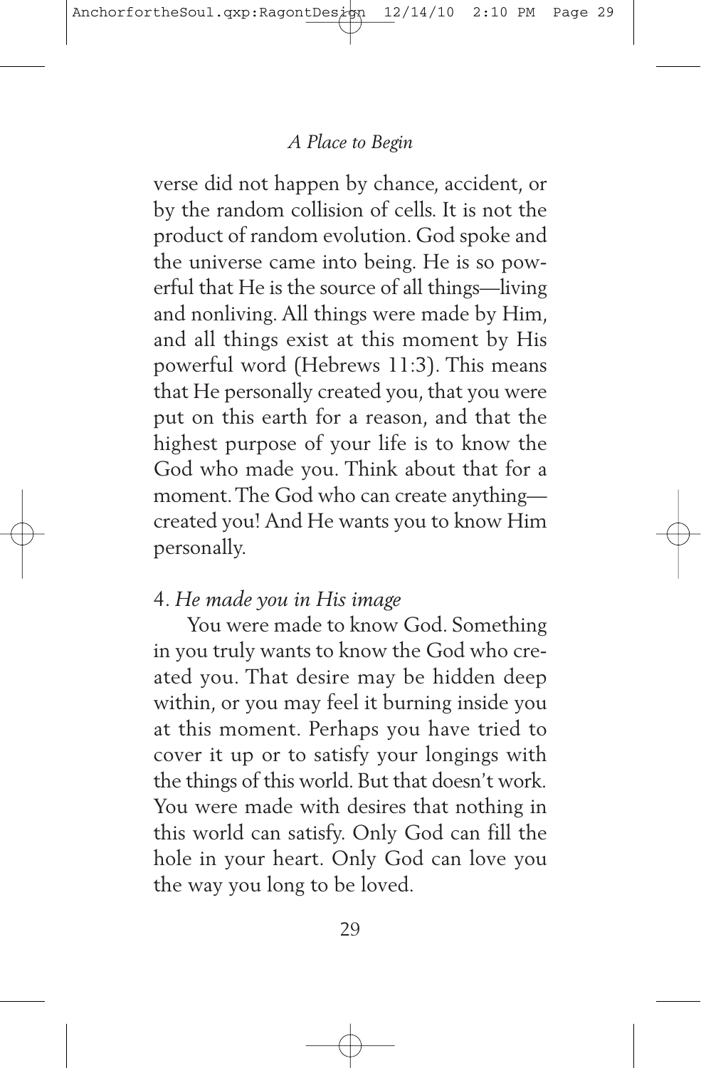verse did not happen by chance, accident, or by the random collision of cells. It is not the product of random evolution. God spoke and the universe came into being. He is so powerful that He is the source of all things—living and nonliving. All things were made by Him, and all things exist at this moment by His powerful word (Hebrews 11:3). This means that He personally created you, that you were put on this earth for a reason, and that the highest purpose of your life is to know the God who made you. Think about that for a moment. The God who can create anything—created you! And He wants you to know Him personally.

4. *He made you in His image*

You were made to know God. Something in you truly wants to know the God who created you. That desire may be hidden deep within, or you may feel it burning inside you at this moment. Perhaps you have tried to cover it up or to satisfy your longings with the things of this world. But that doesn't work. You were made with desires that nothing in this world can satisfy. Only God can fill the hole in your heart. Only God can love you the way you long to be loved.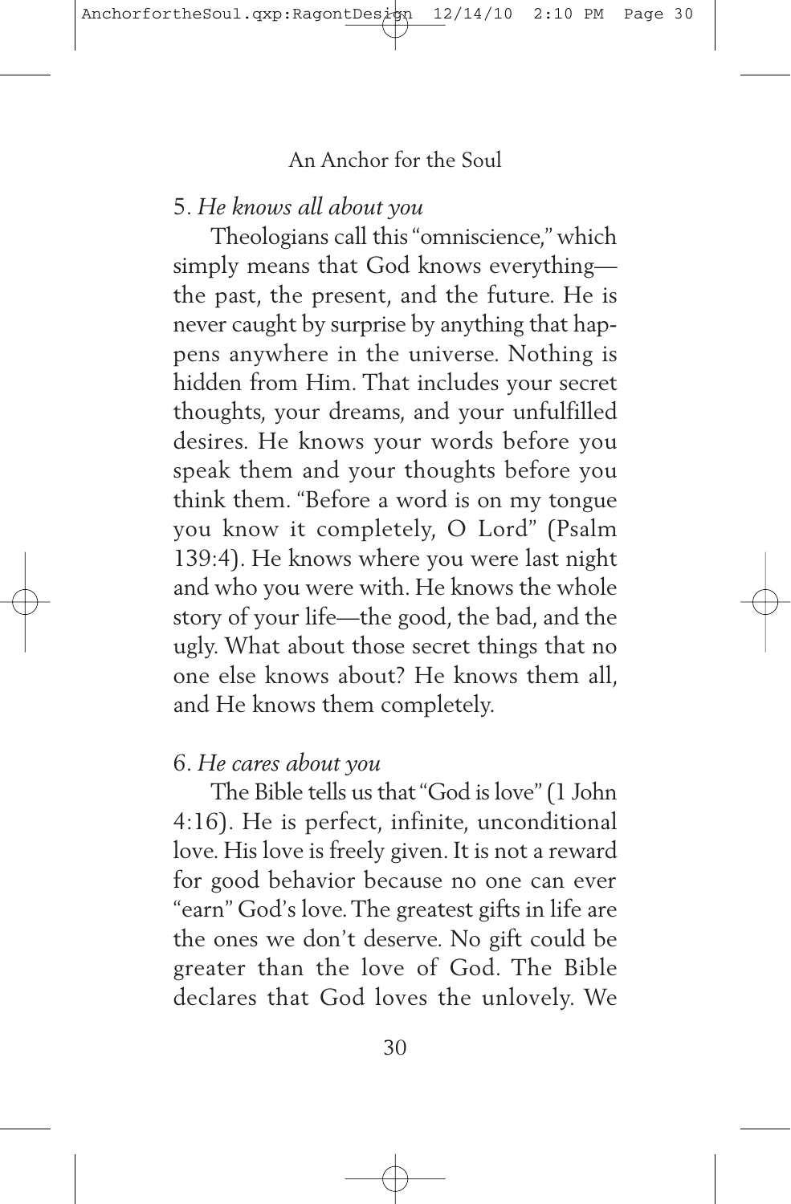5. *He knows all about you*

Theologians call this "omniscience," which simply means that God knows everything—the past, the present, and the future. He is never caught by surprise by anything that happens anywhere in the universe. Nothing is hidden from Him. That includes your secret thoughts, your dreams, and your unfulfilled desires. He knows your words before you speak them and your thoughts before you think them. "Before a word is on my tongue you know it completely, O Lord" (Psalm 139:4). He knows where you were last night and who you were with. He knows the whole story of your life—the good, the bad, and the ugly. What about those secret things that no one else knows about? He knows them all, and He knows them completely.

6. *He cares about you*

The Bible tells us that "God is love" (1 John 4:16). He is perfect, infinite, unconditional love. His love is freely given. It is not a reward for good behavior because no one can ever "earn" God's love. The greatest gifts in life are the ones we don't deserve. No gift could be greater than the love of God. The Bible declares that God loves the unlovely. We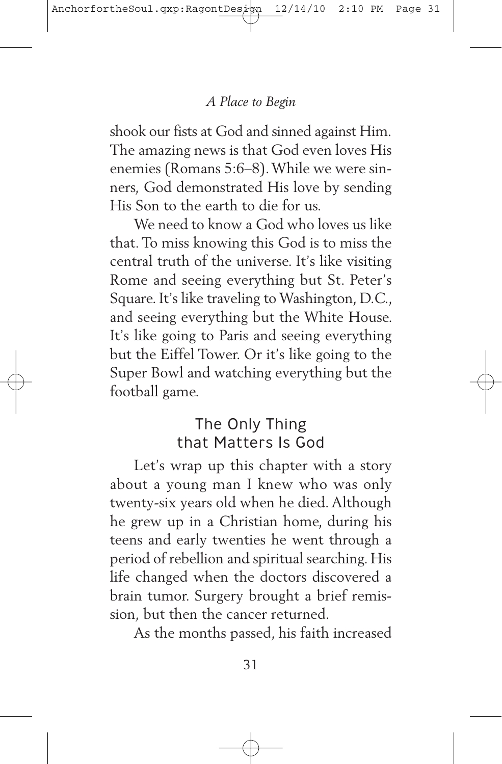shook our fists at God and sinned against Him. The amazing news is that God even loves His enemies (Romans 5:6–8). While we were sinners, God demonstrated His love by sending His Son to the earth to die for us.

We need to know a God who loves us like that. To miss knowing this God is to miss the central truth of the universe. It's like visiting Rome and seeing everything but St. Peter's Square. It's like traveling to Washington, D.C., and seeing everything but the White House. It's like going to Paris and seeing everything but the Eiffel Tower. Or it's like going to the Super Bowl and watching everything but the football game.

## The Only Thing that Matters Is God

Let's wrap up this chapter with a story about a young man I knew who was only twenty-six years old when he died. Although he grew up in a Christian home, during his teens and early twenties he went through a period of rebellion and spiritual searching. His life changed when the doctors discovered a brain tumor. Surgery brought a brief remission, but then the cancer returned.

As the months passed, his faith increased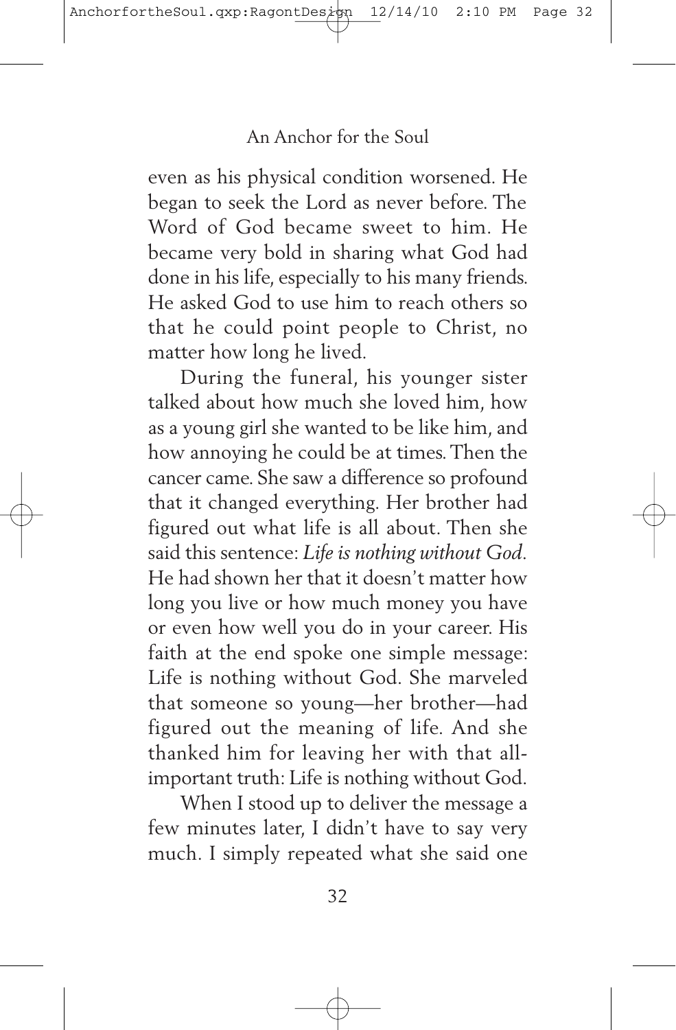even as his physical condition worsened. He began to seek the Lord as never before. The Word of God became sweet to him. He became very bold in sharing what God had done in his life, especially to his many friends. He asked God to use him to reach others so that he could point people to Christ, no matter how long he lived.

During the funeral, his younger sister talked about how much she loved him, how as a young girl she wanted to be like him, and how annoying he could be at times. Then the cancer came. She saw a difference so profound that it changed everything. Her brother had figured out what life is all about. Then she said this sentence: *Life is nothing without God*. He had shown her that it doesn't matter how long you live or how much money you have or even how well you do in your career. His faith at the end spoke one simple message: Life is nothing without God. She marveled that someone so young—her brother—had figured out the meaning of life. And she thanked him for leaving her with that all-important truth: Life is nothing without God.

When I stood up to deliver the message a few minutes later, I didn't have to say very much. I simply repeated what she said one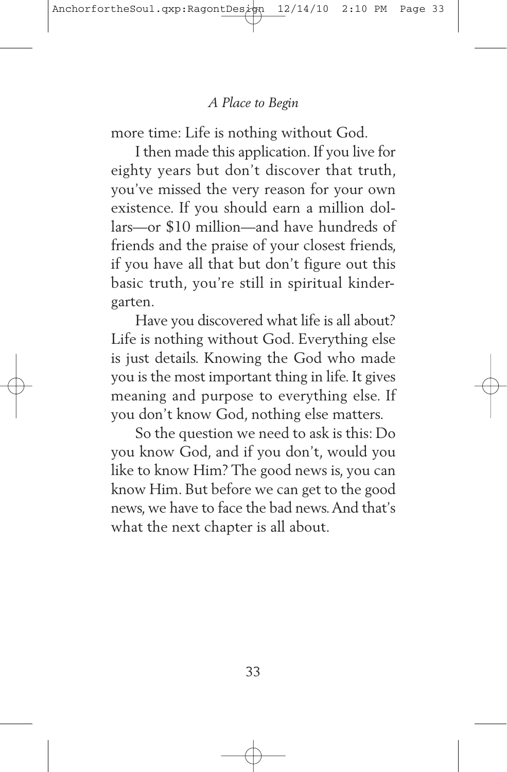more time: Life is nothing without God.

I then made this application. If you live for eighty years but don't discover that truth, you've missed the very reason for your own existence. If you should earn a million dollars—or $10 million—and have hundreds of friends and the praise of your closest friends, if you have all that but don't figure out this basic truth, you're still in spiritual kindergarten.

Have you discovered what life is all about? Life is nothing without God. Everything else is just details. Knowing the God who made you is the most important thing in life. It gives meaning and purpose to everything else. If you don't know God, nothing else matters.

So the question we need to ask is this: Do you know God, and if you don't, would you like to know Him? The good news is, you can know Him. But before we can get to the good news, we have to face the bad news. And that's what the next chapter is all about.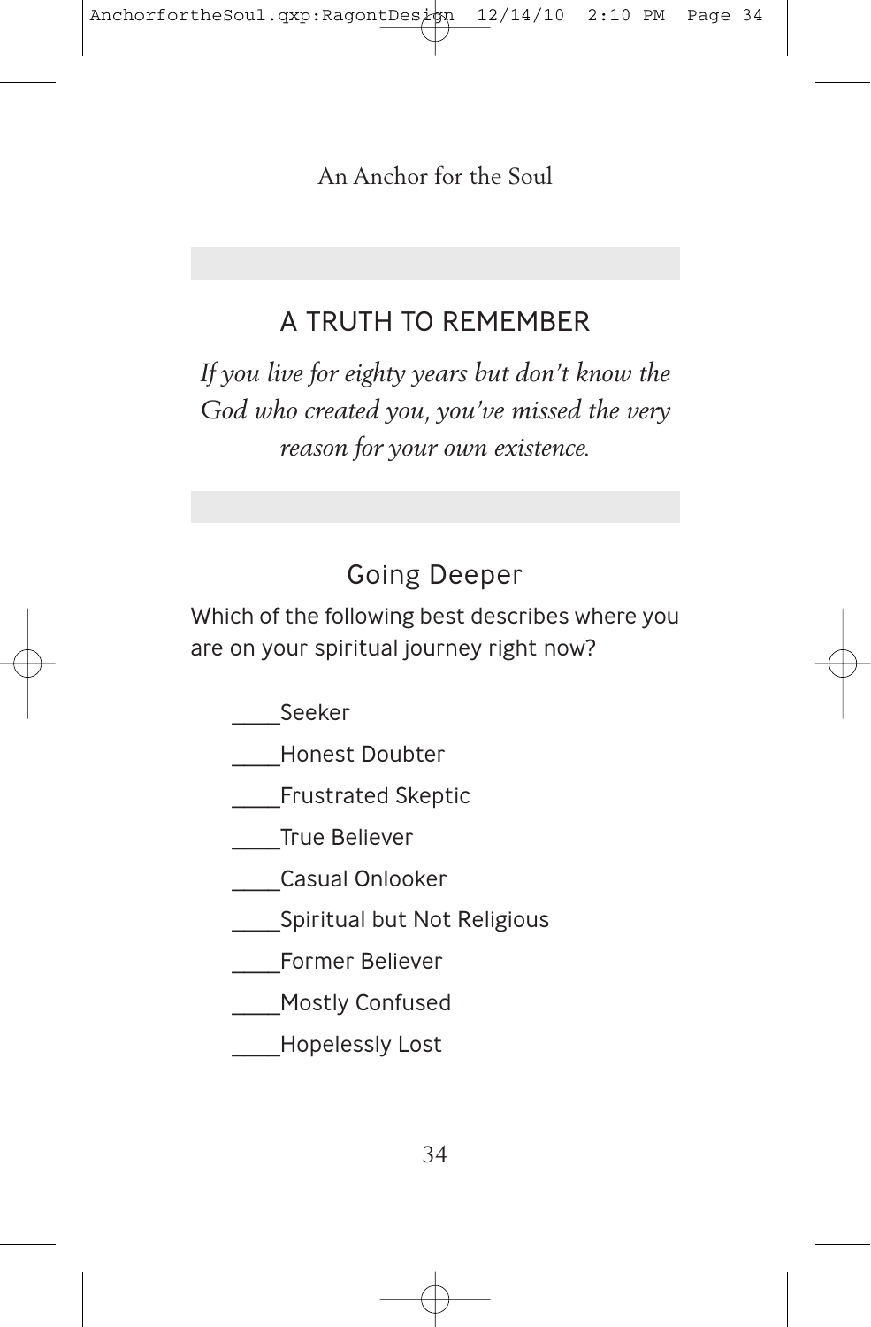## A TRUTH TO REMEMBER

*If you live for eighty years but don't know the God who created you, you've missed the very reason for your own existence.*

### Going Deeper

Which of the following best describes where you are on your spiritual journey right now?

- ____Seeker
- ____Honest Doubter
- ____Frustrated Skeptic
- ____True Believer
- ____Casual Onlooker
- ____Spiritual but Not Religious
- ____Former Believer
- ____Mostly Confused
- ____Hopelessly Lost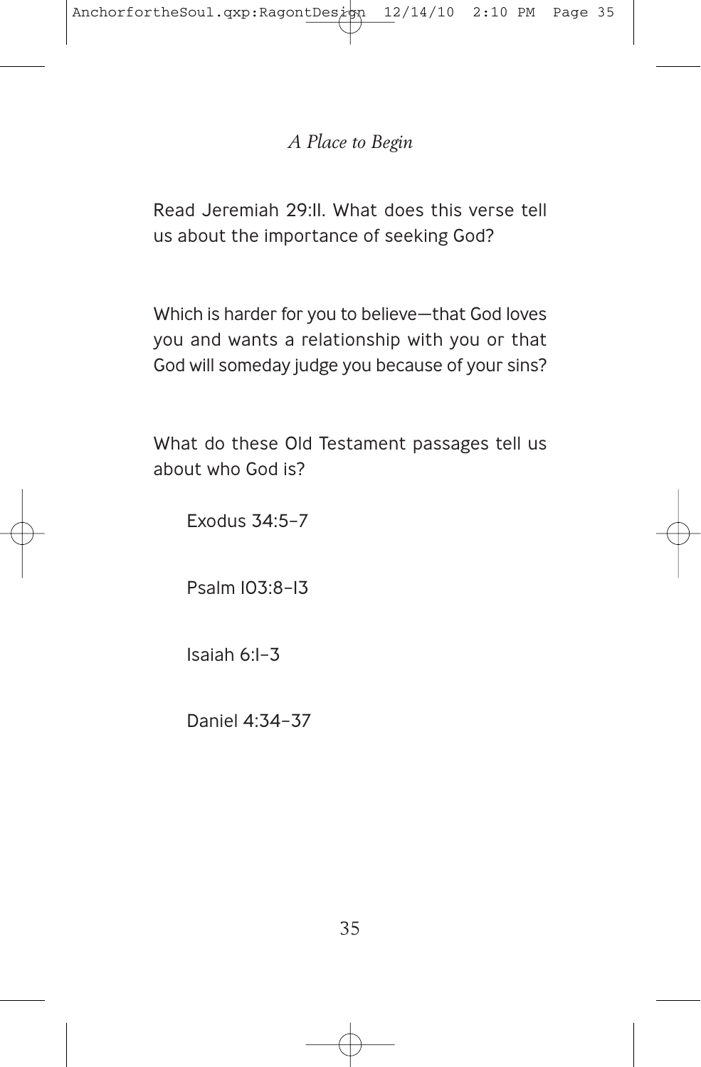*A Place to Begin*

Read Jeremiah 29:11. What does this verse tell us about the importance of seeking God?

Which is harder for you to believe—that God loves you and wants a relationship with you or that God will someday judge you because of your sins?

What do these Old Testament passages tell us about who God is?

Exodus 34:5–7

Psalm 103:8–13

Isaiah 6:1–3

Daniel 4:34–37